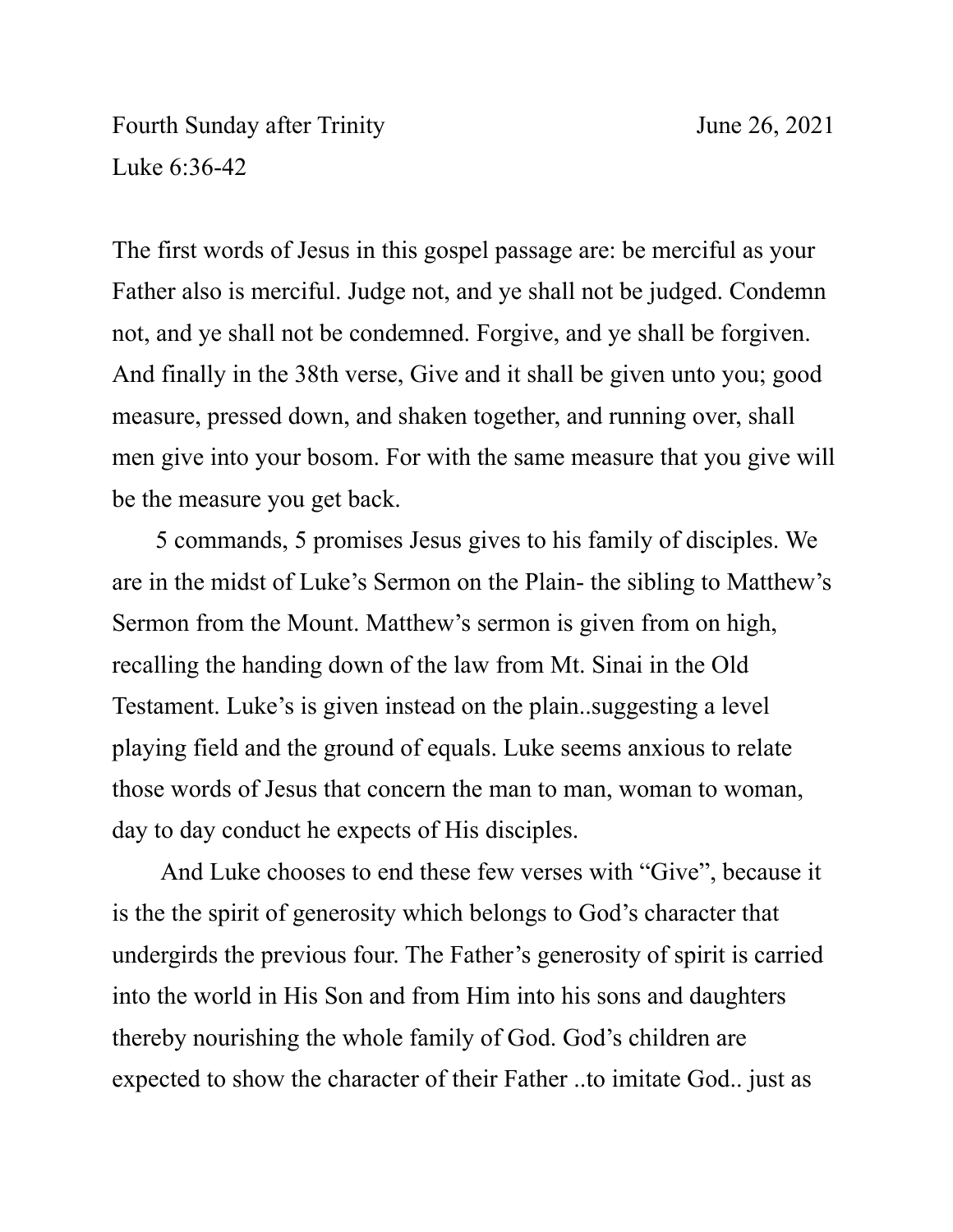Fourth Sunday after Trinity June 26, 2021

Luke 6:36-42

The first words of Jesus in this gospel passage are: be merciful as your Father also is merciful. Judge not, and ye shall not be judged. Condemn not, and ye shall not be condemned. Forgive, and ye shall be forgiven. And finally in the 38th verse, Give and it shall be given unto you; good measure, pressed down, and shaken together, and running over, shall men give into your bosom. For with the same measure that you give will be the measure you get back.

5 commands, 5 promises Jesus gives to his family of disciples. We are in the midst of Luke's Sermon on the Plain- the sibling to Matthew's Sermon from the Mount. Matthew's sermon is given from on high, recalling the handing down of the law from Mt. Sinai in the Old Testament. Luke's is given instead on the plain..suggesting a level playing field and the ground of equals. Luke seems anxious to relate those words of Jesus that concern the man to man, woman to woman, day to day conduct he expects of His disciples.

And Luke chooses to end these few verses with "Give", because it is the the spirit of generosity which belongs to God's character that undergirds the previous four. The Father's generosity of spirit is carried into the world in His Son and from Him into his sons and daughters thereby nourishing the whole family of God. God's children are expected to show the character of their Father ..to imitate God.. just as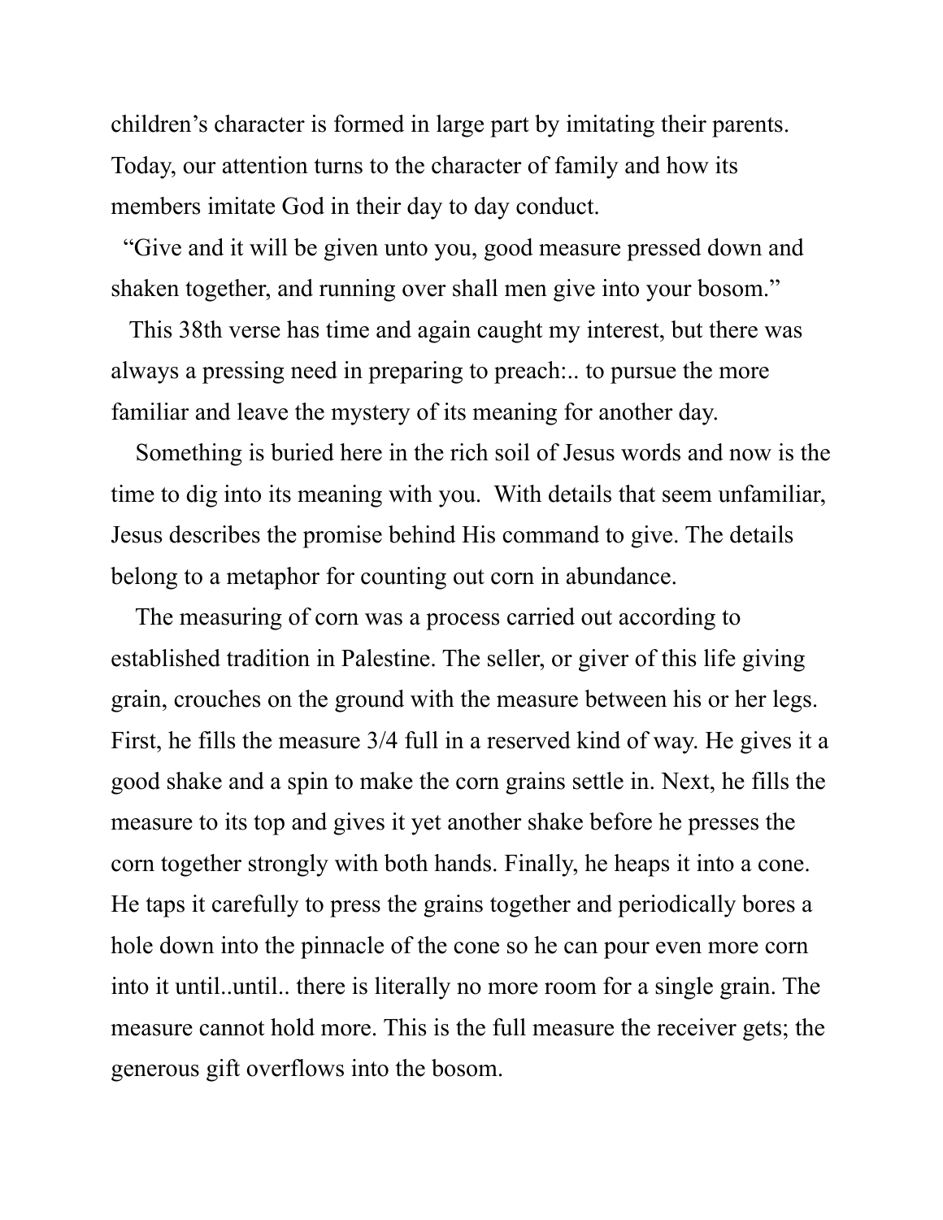children's character is formed in large part by imitating their parents. Today, our attention turns to the character of family and how its members imitate God in their day to day conduct.

"Give and it will be given unto you, good measure pressed down and shaken together, and running over shall men give into your bosom."

This 38th verse has time and again caught my interest, but there was always a pressing need in preparing to preach:.. to pursue the more familiar and leave the mystery of its meaning for another day.

Something is buried here in the rich soil of Jesus words and now is the time to dig into its meaning with you. With details that seem unfamiliar, Jesus describes the promise behind His command to give. The details belong to a metaphor for counting out corn in abundance.

The measuring of corn was a process carried out according to established tradition in Palestine. The seller, or giver of this life giving grain, crouches on the ground with the measure between his or her legs. First, he fills the measure 3/4 full in a reserved kind of way. He gives it a good shake and a spin to make the corn grains settle in. Next, he fills the measure to its top and gives it yet another shake before he presses the corn together strongly with both hands. Finally, he heaps it into a cone. He taps it carefully to press the grains together and periodically bores a hole down into the pinnacle of the cone so he can pour even more corn into it until..until.. there is literally no more room for a single grain. The measure cannot hold more. This is the full measure the receiver gets; the generous gift overflows into the bosom.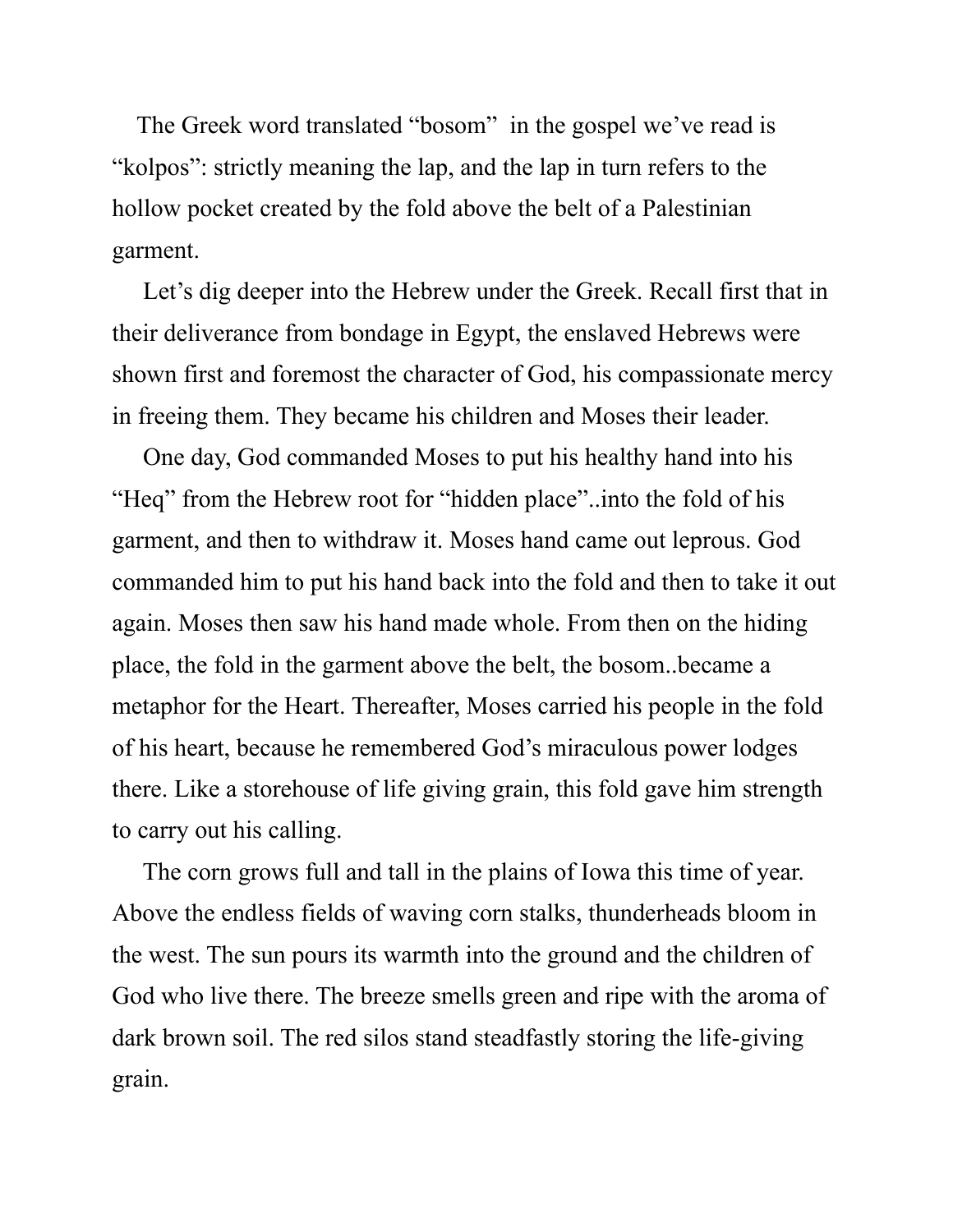The Greek word translated "bosom" in the gospel we've read is "kolpos": strictly meaning the lap, and the lap in turn refers to the hollow pocket created by the fold above the belt of a Palestinian garment.

Let's dig deeper into the Hebrew under the Greek. Recall first that in their deliverance from bondage in Egypt, the enslaved Hebrews were shown first and foremost the character of God, his compassionate mercy in freeing them. They became his children and Moses their leader.

One day, God commanded Moses to put his healthy hand into his "Heq" from the Hebrew root for "hidden place"..into the fold of his garment, and then to withdraw it. Moses hand came out leprous. God commanded him to put his hand back into the fold and then to take it out again. Moses then saw his hand made whole. From then on the hiding place, the fold in the garment above the belt, the bosom..became a metaphor for the Heart. Thereafter, Moses carried his people in the fold of his heart, because he remembered God's miraculous power lodges there. Like a storehouse of life giving grain, this fold gave him strength to carry out his calling.

The corn grows full and tall in the plains of Iowa this time of year. Above the endless fields of waving corn stalks, thunderheads bloom in the west. The sun pours its warmth into the ground and the children of God who live there. The breeze smells green and ripe with the aroma of dark brown soil. The red silos stand steadfastly storing the life-giving grain.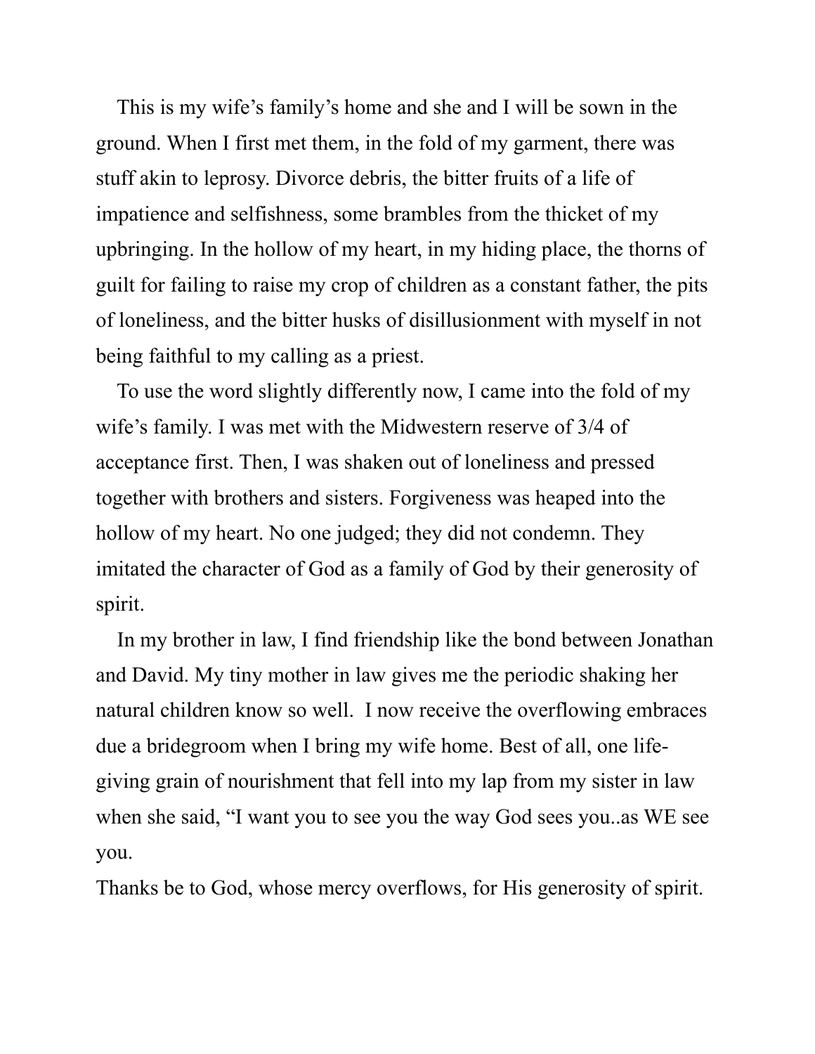This is my wife's family's home and she and I will be sown in the ground. When I first met them, in the fold of my garment, there was stuff akin to leprosy. Divorce debris, the bitter fruits of a life of impatience and selfishness, some brambles from the thicket of my upbringing. In the hollow of my heart, in my hiding place, the thorns of guilt for failing to raise my crop of children as a constant father, the pits of loneliness, and the bitter husks of disillusionment with myself in not being faithful to my calling as a priest.

To use the word slightly differently now, I came into the fold of my wife's family. I was met with the Midwestern reserve of 3/4 of acceptance first. Then, I was shaken out of loneliness and pressed together with brothers and sisters. Forgiveness was heaped into the hollow of my heart. No one judged; they did not condemn. They imitated the character of God as a family of God by their generosity of spirit.

In my brother in law, I find friendship like the bond between Jonathan and David. My tiny mother in law gives me the periodic shaking her natural children know so well.  I now receive the overflowing embraces due a bridegroom when I bring my wife home. Best of all, one life-giving grain of nourishment that fell into my lap from my sister in law when she said, "I want you to see you the way God sees you..as WE see you.

Thanks be to God, whose mercy overflows, for His generosity of spirit.